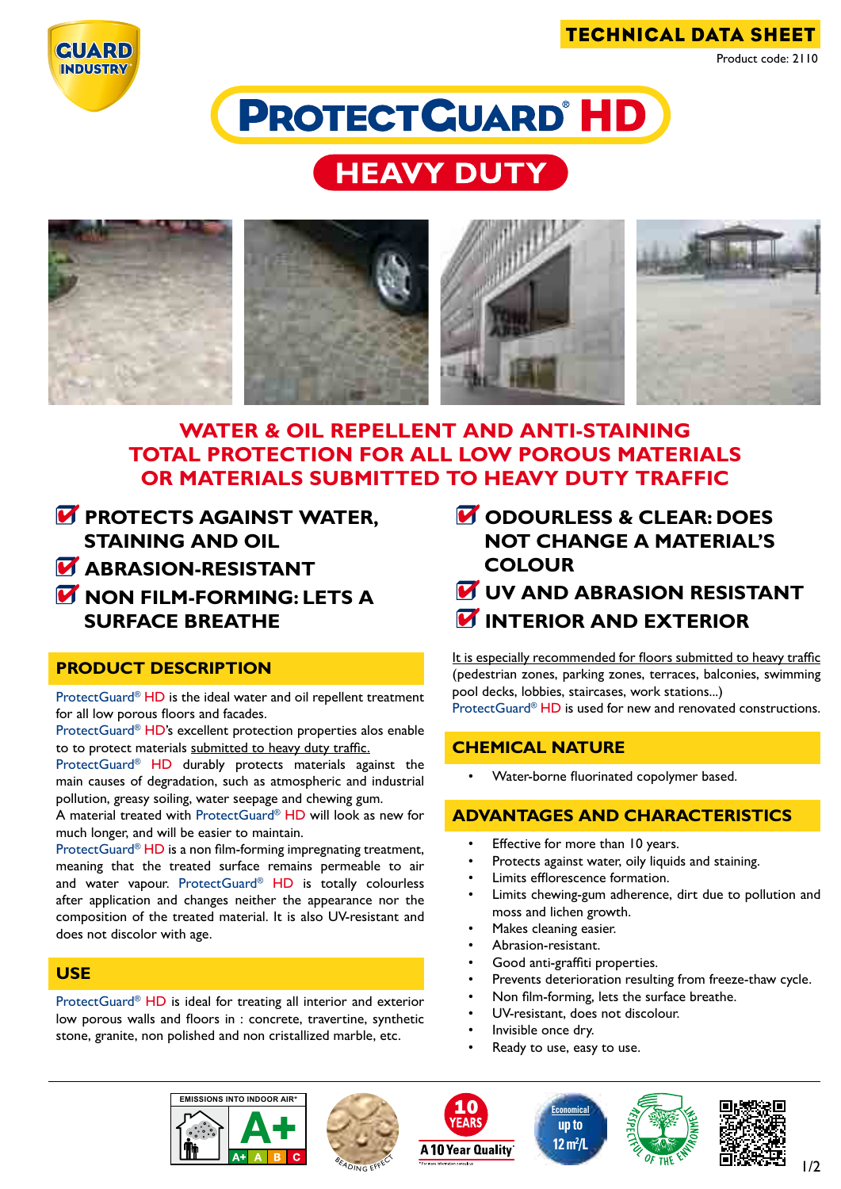TECHNICAL DATA SHEET

Product code: 2110

# PROTECTGUARD® HD

## HEAVY DUTY

## WATER & OIL REPELLENT AND ANTI-STAINING TOTAL PROTECTION FOR ALL LOW POROUS MATERIALS OR MATERIALS SUBMITTED TO HEAVY DUTY TRAFFIC

- **PROTECTS AGAINST WATER, STAINING AND OIL**
- **ABRASION-RESISTANT**
- **NON FILM-FORMING: LETS A SURFACE BREATHE**
- **ODOURLESS & CLEAR: DOES NOT CHANGE A MATERIAL'S COLOUR**
- **UV AND ABRASION RESISTANT**
- **INTERIOR AND EXTERIOR**

### PRODUCT DESCRIPTION

ProtectGuard® HD is the ideal water and oil repellent treatment for all low porous floors and facades.

ProtectGuard® HD's excellent protection properties alos enable to to protect materials submitted to heavy duty traffic.

ProtectGuard® HD durably protects materials against the main causes of degradation, such as atmospheric and industrial pollution, greasy soiling, water seepage and chewing gum.

A material treated with ProtectGuard® HD will look as new for much longer, and will be easier to maintain.

ProtectGuard® HD is a non film-forming impregnating treatment, meaning that the treated surface remains permeable to air and water vapour. ProtectGuard® HD is totally colourless after application and changes neither the appearance nor the composition of the treated material. It is also UV-resistant and does not discolor with age.

### USE

ProtectGuard® HD is ideal for treating all interior and exterior low porous walls and floors in : concrete, travertine, synthetic stone, granite, non polished and non cristallized marble, etc.

It is especially recommended for floors submitted to heavy traffic (pedestrian zones, parking zones, terraces, balconies, swimming pool decks, lobbies, staircases, work stations...)

ProtectGuard® HD is used for new and renovated constructions.

### CHEMICAL NATURE

- Water-borne fluorinated copolymer based.

### ADVANTAGES AND CHARACTERISTICS

- Effective for more than 10 years.
- Protects against water, oily liquids and staining.
- Limits efflorescence formation.
- Limits chewing-gum adherence, dirt due to pollution and moss and lichen growth.
- Makes cleaning easier.
- Abrasion-resistant.
- Good anti-graffiti properties.
- Prevents deterioration resulting from freeze-thaw cycle.
- Non film-forming, lets the surface breathe.
- UV-resistant, does not discolour.
- Invisible once dry.
- Ready to use, easy to use.

EMISSIONS INTO INDOOR AIR* A+ — BEADING EFFECT — 10 YEARS A 10 Year Quality — Economical up to 12 m²/L — RESPECTFUL OF THE ENVIRONMENT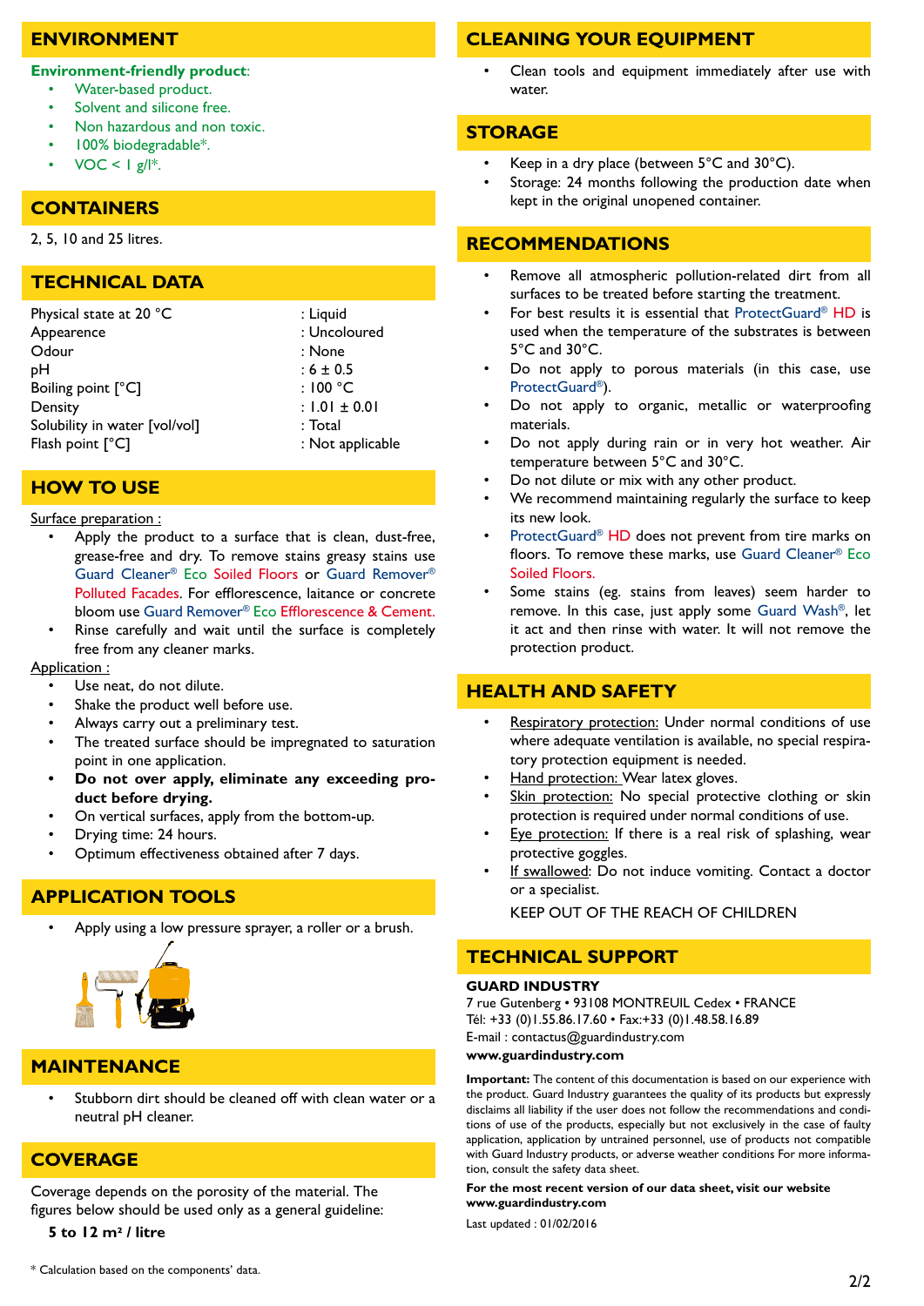## ENVIRONMENT

**Environment-friendly product**:

- Water-based product.
- Solvent and silicone free.
- Non hazardous and non toxic.
- 100% biodegradable*.
- VOC < 1 g/l*.

## CONTAINERS

2, 5, 10 and 25 litres.

## TECHNICAL DATA

| | |
|---|---|
| Physical state at 20 °C | : Liquid |
| Appearence | : Uncoloured |
| Odour | : None |
| pH | : 6 ± 0.5 |
| Boiling point [°C] | : 100 °C |
| Density | : 1.01 ± 0.01 |
| Solubility in water [vol/vol] | : Total |
| Flash point [°C] | : Not applicable |

## HOW TO USE

Surface preparation :

- Apply the product to a surface that is clean, dust-free, grease-free and dry. To remove stains greasy stains use Guard Cleaner® Eco Soiled Floors or Guard Remover® Polluted Facades. For efflorescence, laitance or concrete bloom use Guard Remover® Eco Efflorescence & Cement.
- Rinse carefully and wait until the surface is completely free from any cleaner marks.

Application :

- Use neat, do not dilute.
- Shake the product well before use.
- Always carry out a preliminary test.
- The treated surface should be impregnated to saturation point in one application.
- **Do not over apply, eliminate any exceeding product before drying.**
- On vertical surfaces, apply from the bottom-up.
- Drying time: 24 hours.
- Optimum effectiveness obtained after 7 days.

## APPLICATION TOOLS

- Apply using a low pressure sprayer, a roller or a brush.

## MAINTENANCE

- Stubborn dirt should be cleaned off with clean water or a neutral pH cleaner.

## COVERAGE

Coverage depends on the porosity of the material. The figures below should be used only as a general guideline:

**5 to 12 m² / litre**

## CLEANING YOUR EQUIPMENT

- Clean tools and equipment immediately after use with water.

## STORAGE

- Keep in a dry place (between 5°C and 30°C).
- Storage: 24 months following the production date when kept in the original unopened container.

## RECOMMENDATIONS

- Remove all atmospheric pollution-related dirt from all surfaces to be treated before starting the treatment.
- For best results it is essential that ProtectGuard® HD is used when the temperature of the substrates is between 5°C and 30°C.
- Do not apply to porous materials (in this case, use ProtectGuard®).
- Do not apply to organic, metallic or waterproofing materials.
- Do not apply during rain or in very hot weather. Air temperature between 5°C and 30°C.
- Do not dilute or mix with any other product.
- We recommend maintaining regularly the surface to keep its new look.
- ProtectGuard® HD does not prevent from tire marks on floors. To remove these marks, use Guard Cleaner® Eco Soiled Floors.
- Some stains (eg. stains from leaves) seem harder to remove. In this case, just apply some Guard Wash®, let it act and then rinse with water. It will not remove the protection product.

## HEALTH AND SAFETY

- Respiratory protection: Under normal conditions of use where adequate ventilation is available, no special respiratory protection equipment is needed.
- Hand protection: Wear latex gloves.
- Skin protection: No special protective clothing or skin protection is required under normal conditions of use.
- Eye protection: If there is a real risk of splashing, wear protective goggles.
- If swallowed: Do not induce vomiting. Contact a doctor or a specialist.

KEEP OUT OF THE REACH OF CHILDREN

## TECHNICAL SUPPORT

**GUARD INDUSTRY**
7 rue Gutenberg • 93108 MONTREUIL Cedex • FRANCE
Tél: +33 (0)1.55.86.17.60 • Fax:+33 (0)1.48.58.16.89
E-mail : contactus@guardindustry.com
**www.guardindustry.com**

**Important:** The content of this documentation is based on our experience with the product. Guard Industry guarantees the quality of its products but expressly disclaims all liability if the user does not follow the recommendations and conditions of use of the products, especially but not exclusively in the case of faulty application, application by untrained personnel, use of products not compatible with Guard Industry products, or adverse weather conditions For more information, consult the safety data sheet.

**For the most recent version of our data sheet, visit our website www.guardindustry.com**

Last updated : 01/02/2016

\* Calculation based on the components' data.